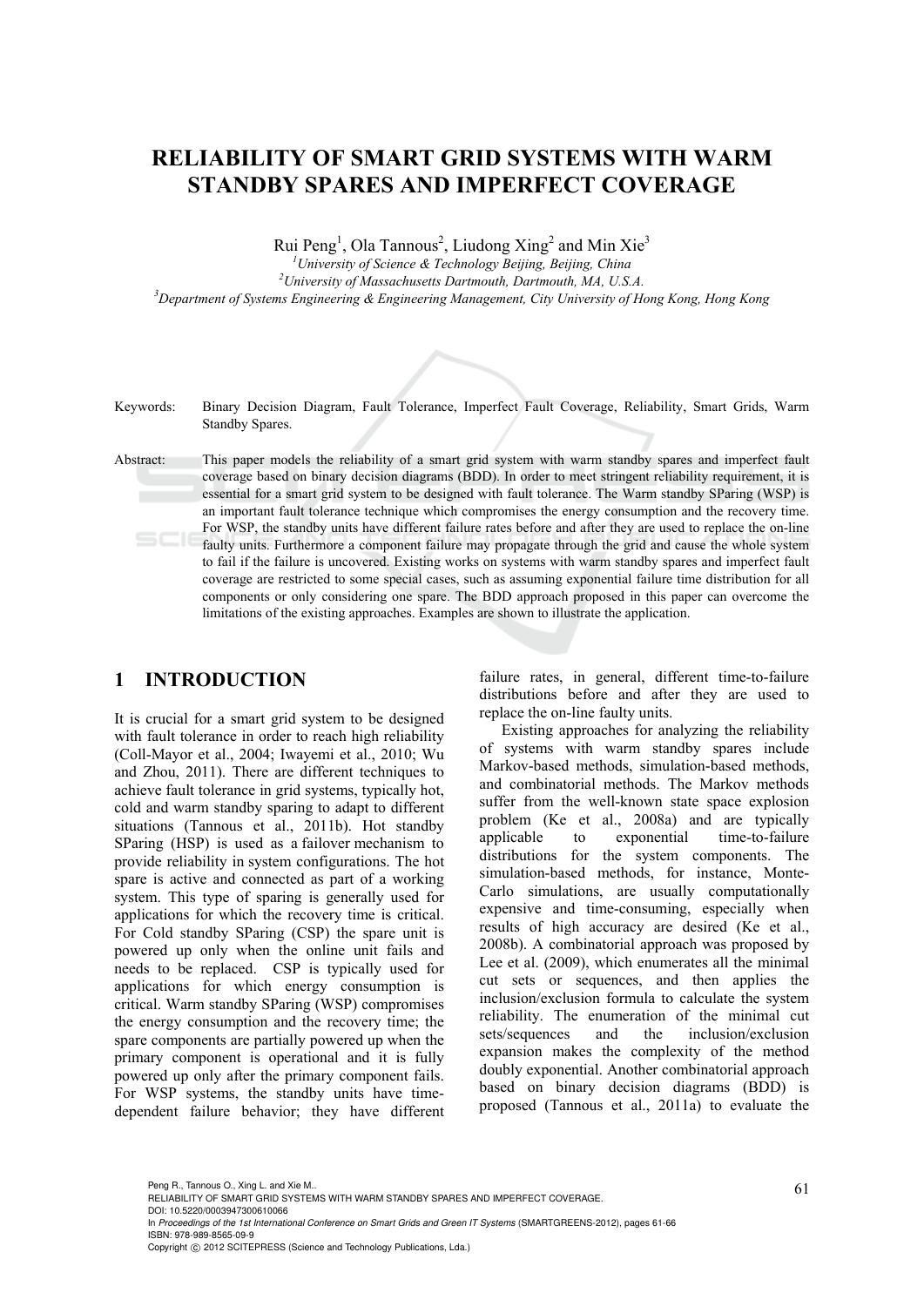# RELIABILITY OF SMART GRID SYSTEMS WITH WARM STANDBY SPARES AND IMPERFECT COVERAGE

Rui Peng[1], Ola Tannous[2], Liudong Xing[2] and Min Xie[3]

[1]*University of Science & Technology Beijing, Beijing, China*
[2]*University of Massachusetts Dartmouth, Dartmouth, MA, U.S.A.*
[3]*Department of Systems Engineering & Engineering Management, City University of Hong Kong, Hong Kong*

Keywords: Binary Decision Diagram, Fault Tolerance, Imperfect Fault Coverage, Reliability, Smart Grids, Warm Standby Spares.

Abstract: This paper models the reliability of a smart grid system with warm standby spares and imperfect fault coverage based on binary decision diagrams (BDD). In order to meet stringent reliability requirement, it is essential for a smart grid system to be designed with fault tolerance. The Warm standby SParing (WSP) is an important fault tolerance technique which compromises the energy consumption and the recovery time. For WSP, the standby units have different failure rates before and after they are used to replace the on-line faulty units. Furthermore a component failure may propagate through the grid and cause the whole system to fail if the failure is uncovered. Existing works on systems with warm standby spares and imperfect fault coverage are restricted to some special cases, such as assuming exponential failure time distribution for all components or only considering one spare. The BDD approach proposed in this paper can overcome the limitations of the existing approaches. Examples are shown to illustrate the application.

## 1 INTRODUCTION

It is crucial for a smart grid system to be designed with fault tolerance in order to reach high reliability (Coll-Mayor et al., 2004; Iwayemi et al., 2010; Wu and Zhou, 2011). There are different techniques to achieve fault tolerance in grid systems, typically hot, cold and warm standby sparing to adapt to different situations (Tannous et al., 2011b). Hot standby SParing (HSP) is used as a failover mechanism to provide reliability in system configurations. The hot spare is active and connected as part of a working system. This type of sparing is generally used for applications for which the recovery time is critical. For Cold standby SParing (CSP) the spare unit is powered up only when the online unit fails and needs to be replaced. CSP is typically used for applications for which energy consumption is critical. Warm standby SParing (WSP) compromises the energy consumption and the recovery time; the spare components are partially powered up when the primary component is operational and it is fully powered up only after the primary component fails. For WSP systems, the standby units have time-dependent failure behavior; they have different failure rates, in general, different time-to-failure distributions before and after they are used to replace the on-line faulty units.

Existing approaches for analyzing the reliability of systems with warm standby spares include Markov-based methods, simulation-based methods, and combinatorial methods. The Markov methods suffer from the well-known state space explosion problem (Ke et al., 2008a) and are typically applicable to exponential time-to-failure distributions for the system components. The simulation-based methods, for instance, Monte-Carlo simulations, are usually computationally expensive and time-consuming, especially when results of high accuracy are desired (Ke et al., 2008b). A combinatorial approach was proposed by Lee et al. (2009), which enumerates all the minimal cut sets or sequences, and then applies the inclusion/exclusion formula to calculate the system reliability. The enumeration of the minimal cut sets/sequences and the inclusion/exclusion expansion makes the complexity of the method doubly exponential. Another combinatorial approach based on binary decision diagrams (BDD) is proposed (Tannous et al., 2011a) to evaluate the

Peng R., Tannous O., Xing L. and Xie M..
RELIABILITY OF SMART GRID SYSTEMS WITH WARM STANDBY SPARES AND IMPERFECT COVERAGE.
DOI: 10.5220/0003947300610066
In *Proceedings of the 1st International Conference on Smart Grids and Green IT Systems* (SMARTGREENS-2012), pages 61-66
ISBN: 978-989-8565-09-9
Copyright © 2012 SCITEPRESS (Science and Technology Publications, Lda.)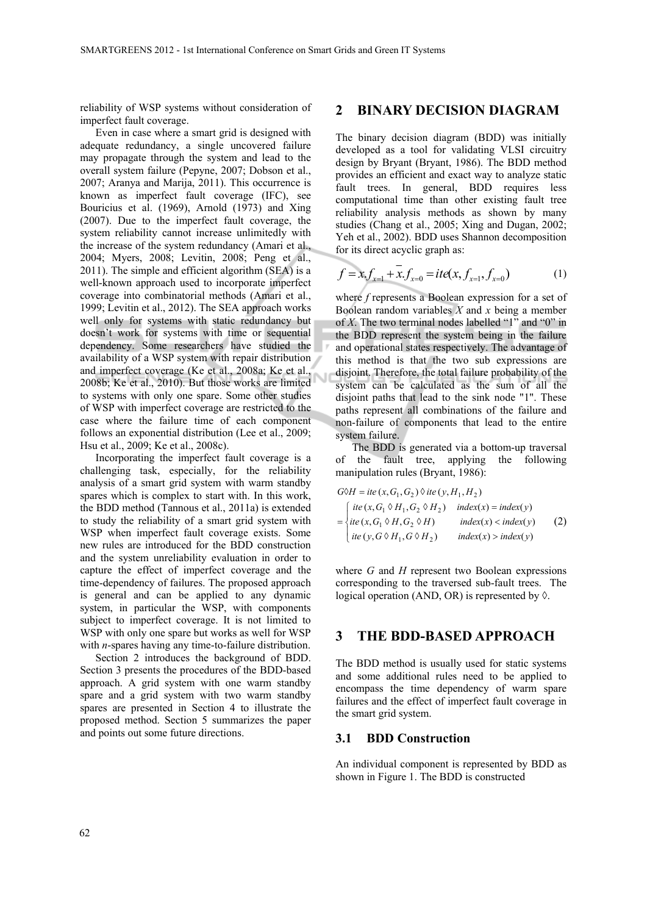reliability of WSP systems without consideration of imperfect fault coverage.

Even in case where a smart grid is designed with adequate redundancy, a single uncovered failure may propagate through the system and lead to the overall system failure (Pepyne, 2007; Dobson et al., 2007; Aranya and Marija, 2011). This occurrence is known as imperfect fault coverage (IFC), see Bouricius et al. (1969), Arnold (1973) and Xing (2007). Due to the imperfect fault coverage, the system reliability cannot increase unlimitedly with the increase of the system redundancy (Amari et al., 2004; Myers, 2008; Levitin, 2008; Peng et al., 2011). The simple and efficient algorithm (SEA) is a well-known approach used to incorporate imperfect coverage into combinatorial methods (Amari et al., 1999; Levitin et al., 2012). The SEA approach works well only for systems with static redundancy but doesn't work for systems with time or sequential dependency. Some researchers have studied the availability of a WSP system with repair distribution and imperfect coverage (Ke et al., 2008a; Ke et al., 2008b; Ke et al., 2010). But those works are limited to systems with only one spare. Some other studies of WSP with imperfect coverage are restricted to the case where the failure time of each component follows an exponential distribution (Lee et al., 2009; Hsu et al., 2009; Ke et al., 2008c).

Incorporating the imperfect fault coverage is a challenging task, especially, for the reliability analysis of a smart grid system with warm standby spares which is complex to start with. In this work, the BDD method (Tannous et al., 2011a) is extended to study the reliability of a smart grid system with WSP when imperfect fault coverage exists. Some new rules are introduced for the BDD construction and the system unreliability evaluation in order to capture the effect of imperfect coverage and the time-dependency of failures. The proposed approach is general and can be applied to any dynamic system, in particular the WSP, with components subject to imperfect coverage. It is not limited to WSP with only one spare but works as well for WSP with *n*-spares having any time-to-failure distribution.

Section 2 introduces the background of BDD. Section 3 presents the procedures of the BDD-based approach. A grid system with one warm standby spare and a grid system with two warm standby spares are presented in Section 4 to illustrate the proposed method. Section 5 summarizes the paper and points out some future directions.

## 2 BINARY DECISION DIAGRAM

The binary decision diagram (BDD) was initially developed as a tool for validating VLSI circuitry design by Bryant (Bryant, 1986). The BDD method provides an efficient and exact way to analyze static fault trees. In general, BDD requires less computational time than other existing fault tree reliability analysis methods as shown by many studies (Chang et al., 2005; Xing and Dugan, 2002; Yeh et al., 2002). BDD uses Shannon decomposition for its direct acyclic graph as:

$$f = x.f_{x=1} + \bar{x}.f_{x=0} = ite(x, f_{x=1}, f_{x=0}) \tag{1}$$

where $f$ represents a Boolean expression for a set of Boolean random variables $X$ and $x$ being a member of $X$. The two terminal nodes labelled "1" and "0" in the BDD represent the system being in the failure and operational states respectively. The advantage of this method is that the two sub expressions are disjoint. Therefore, the total failure probability of the system can be calculated as the sum of all the disjoint paths that lead to the sink node "1". These paths represent all combinations of the failure and non-failure of components that lead to the entire system failure.

The BDD is generated via a bottom-up traversal of the fault tree, applying the following manipulation rules (Bryant, 1986):

$$G \Diamond H = ite(x, G_1, G_2) \Diamond ite(y, H_1, H_2)$$
$$= \begin{cases} ite(x, G_1 \Diamond H_1, G_2 \Diamond H_2) & index(x) = index(y) \\ ite(x, G_1 \Diamond H, G_2 \Diamond H) & index(x) < index(y) \\ ite(y, G \Diamond H_1, G \Diamond H_2) & index(x) > index(y) \end{cases} \tag{2}$$

where $G$ and $H$ represent two Boolean expressions corresponding to the traversed sub-fault trees. The logical operation (AND, OR) is represented by ◊.

## 3 THE BDD-BASED APPROACH

The BDD method is usually used for static systems and some additional rules need to be applied to encompass the time dependency of warm spare failures and the effect of imperfect fault coverage in the smart grid system.

### 3.1 BDD Construction

An individual component is represented by BDD as shown in Figure 1. The BDD is constructed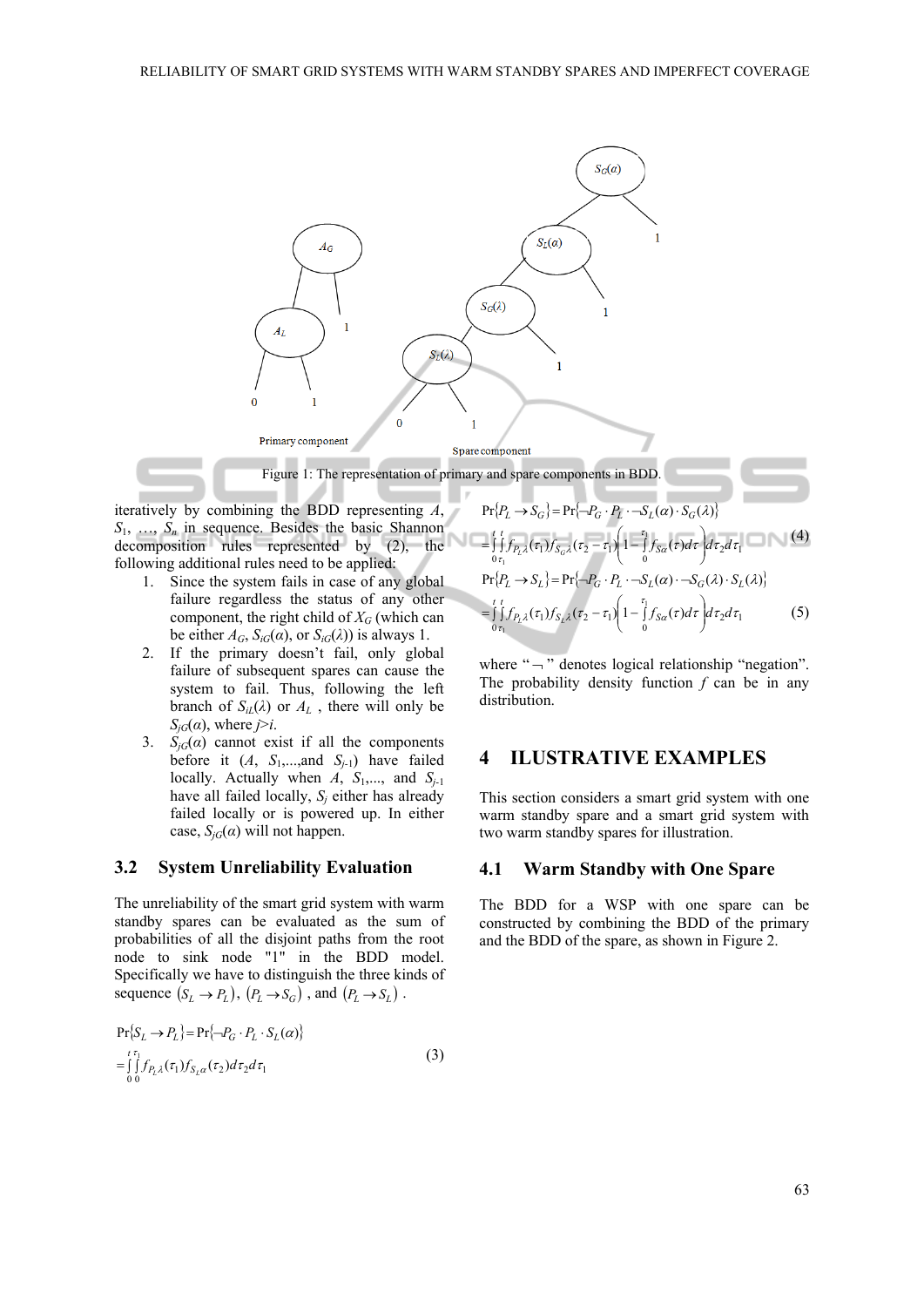Figure 1: The representation of primary and spare components in BDD.

iteratively by combining the BDD representing $A$, $S_1$, …, $S_n$ in sequence. Besides the basic Shannon decomposition rules represented by (2), the following additional rules need to be applied:

1. Since the system fails in case of any global failure regardless the status of any other component, the right child of $X_G$ (which can be either $A_G$, $S_{iG}(\alpha)$, or $S_{iG}(\lambda)$) is always 1.
2. If the primary doesn't fail, only global failure of subsequent spares can cause the system to fail. Thus, following the left branch of $S_{iL}(\lambda)$ or $A_L$ , there will only be $S_{jG}(\alpha)$, where $j>i$.
3. $S_{jG}(\alpha)$ cannot exist if all the components before it ($A$, $S_1$,...,and $S_{j-1}$) have failed locally. Actually when $A$, $S_1$,..., and $S_{j-1}$ have all failed locally, $S_j$ either has already failed locally or is powered up. In either case, $S_{jG}(\alpha)$ will not happen.

## 3.2 System Unreliability Evaluation

The unreliability of the smart grid system with warm standby spares can be evaluated as the sum of probabilities of all the disjoint paths from the root node to sink node "1" in the BDD model. Specifically we have to distinguish the three kinds of sequence $(S_L \to P_L)$, $(P_L \to S_G)$ , and $(P_L \to S_L)$ .

$$\Pr\{S_L \to P_L\} = \Pr\{\neg P_G \cdot P_L \cdot S_L(\alpha)\} = \int_0^t \int_0^{\tau_1} f_{P_L\lambda}(\tau_1) f_{S_L\alpha}(\tau_2) d\tau_2 d\tau_1 \tag{3}$$

$$\Pr\{P_L \to S_G\} = \Pr\{\neg P_G \cdot P_L \cdot \neg S_L(\alpha) \cdot S_G(\lambda)\} = \int_0^t \int_{\tau_1}^t f_{P_L\lambda}(\tau_1) f_{S_G\lambda}(\tau_2 - \tau_1)\left(1 - \int_0^{\tau_1} f_{S\alpha}(\tau) d\tau\right) d\tau_2 d\tau_1 \tag{4}$$

$$\Pr\{P_L \to S_L\} = \Pr\{\neg P_G \cdot P_L \cdot \neg S_L(\alpha) \cdot \neg S_G(\lambda) \cdot S_L(\lambda)\} = \int_0^t \int_{\tau_1}^t f_{P_L\lambda}(\tau_1) f_{S_L\lambda}(\tau_2 - \tau_1)\left(1 - \int_0^{\tau_1} f_{S\alpha}(\tau) d\tau\right) d\tau_2 d\tau_1 \tag{5}$$

where "$\neg$" denotes logical relationship "negation". The probability density function $f$ can be in any distribution.

# 4 ILUSTRATIVE EXAMPLES

This section considers a smart grid system with one warm standby spare and a smart grid system with two warm standby spares for illustration.

## 4.1 Warm Standby with One Spare

The BDD for a WSP with one spare can be constructed by combining the BDD of the primary and the BDD of the spare, as shown in Figure 2.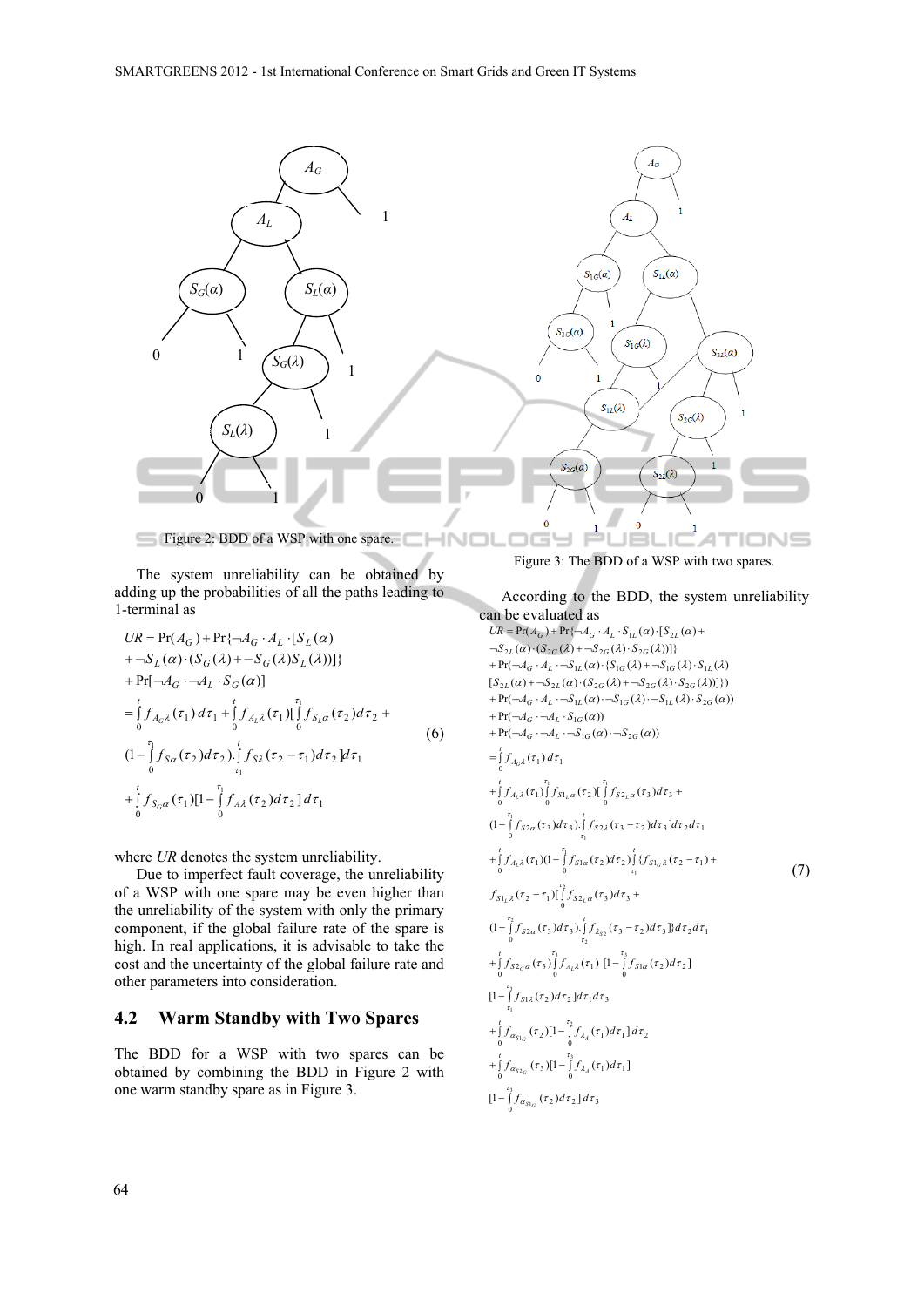Figure 2: BDD of a WSP with one spare.

The system unreliability can be obtained by adding up the probabilities of all the paths leading to 1-terminal as

$$
\begin{aligned}
UR &= \Pr(A_G) + \Pr\{\neg A_G \cdot A_L \cdot [S_L(\alpha) \\
&+ \neg S_L(\alpha)\cdot(S_G(\lambda) + \neg S_G(\lambda) S_L(\lambda))]\} \\
&+ \Pr[\neg A_G \cdot \neg A_L \cdot S_G(\alpha)] \\
&= \int_0^t f_{A_G\lambda}(\tau_1)\,d\tau_1 + \int_0^t f_{A_L\lambda}(\tau_1)[\int_0^{\tau_1} f_{S_L\alpha}(\tau_2)d\tau_2 + \\
&(1-\int_0^{\tau_1} f_{S\alpha}(\tau_2)d\tau_2).\int_{\tau_1}^{t} f_{S\lambda}(\tau_2-\tau_1)d\tau_2]d\tau_1 \\
&+ \int_0^t f_{S_G\alpha}(\tau_1)[1-\int_0^{\tau_1} f_{A\lambda}(\tau_2)d\tau_2]\,d\tau_1
\end{aligned} \tag{6}
$$

where *UR* denotes the system unreliability.

Due to imperfect fault coverage, the unreliability of a WSP with one spare may be even higher than the unreliability of the system with only the primary component, if the global failure rate of the spare is high. In real applications, it is advisable to take the cost and the uncertainty of the global failure rate and other parameters into consideration.

### 4.2 Warm Standby with Two Spares

The BDD for a WSP with two spares can be obtained by combining the BDD in Figure 2 with one warm standby spare as in Figure 3.

Figure 3: The BDD of a WSP with two spares.

According to the BDD, the system unreliability can be evaluated as

$$
\begin{aligned}
UR &= \Pr(A_G) + \Pr\{\neg A_G \cdot A_L \cdot S_{1L}(\alpha)\cdot[S_{2L}(\alpha) + \\
&\neg S_{2L}(\alpha)\cdot(S_{2G}(\lambda) + \neg S_{2G}(\lambda)\cdot S_{2G}(\lambda))]\} \\
&+ \Pr(\neg A_G \cdot A_L \cdot \neg S_{1L}(\alpha)\cdot\{S_{1G}(\lambda) + \neg S_{1G}(\lambda)\cdot S_{1L}(\lambda) \\
&[S_{2L}(\alpha) + \neg S_{2L}(\alpha)\cdot(S_{2G}(\lambda) + \neg S_{2G}(\lambda)\cdot S_{2G}(\lambda))]\}) \\
&+ \Pr(\neg A_G \cdot A_L \cdot \neg S_{1L}(\alpha)\cdot \neg S_{1G}(\lambda)\cdot \neg S_{1L}(\lambda)\cdot S_{2G}(\alpha)) \\
&+ \Pr(\neg A_G \cdot \neg A_L \cdot S_{1G}(\alpha)) \\
&+ \Pr(\neg A_G \cdot \neg A_L \cdot \neg S_{1G}(\alpha)\cdot \neg S_{2G}(\alpha)) \\
&= \int_0^t f_{A_G\lambda}(\tau_1)\,d\tau_1 \\
&+ \int_0^t f_{A_L\lambda}(\tau_1)\int_0^{\tau_1} f_{S1_L\alpha}(\tau_2)[\int_0^{\tau_1} f_{S2_L\alpha}(\tau_3)d\tau_3 + \\
&(1-\int_0^{\tau_1} f_{S2\alpha}(\tau_3)d\tau_3).\int_{\tau_1}^{t} f_{S2\lambda}(\tau_3-\tau_2)d\tau_3]d\tau_2 d\tau_1 \\
&+ \int_0^t f_{A_L\lambda}(\tau_1)(1-\int_0^{\tau_1} f_{S1\alpha}(\tau_2)d\tau_2)\int_{\tau_1}^{t}\{f_{S1_G\lambda}(\tau_2-\tau_1) + \\
&f_{S1_L\lambda}(\tau_2-\tau_1)[\int_0^{\tau_2} f_{S2_L\alpha}(\tau_3)d\tau_3 + \\
&(1-\int_0^{\tau_2} f_{S2\alpha}(\tau_3)d\tau_3).\int_{\tau_2}^{t} f_{\lambda_{S2}}(\tau_3-\tau_2)d\tau_3]\}d\tau_2 d\tau_1 \\
&+ \int_0^t f_{S2_G\alpha}(\tau_3)\int_0^{t} f_{A_L\lambda}(\tau_1)\,[1-\int_0^{\tau_1} f_{S1\alpha}(\tau_2)] \\
&[1-\int_{\tau_1}^{\tau_3} f_{S1\lambda}(\tau_2)d\tau_2]d\tau_1 d\tau_3 \\
&+ \int_0^t f_{\alpha_{S1_G}}(\tau_2)[1-\int_0^{\tau_2} f_{\lambda_A}(\tau_1)d\tau_1]\,d\tau_2 \\
&+ \int_0^t f_{\alpha_{S2_G}}(\tau_3)[1-\int_0^{\tau_3} f_{\lambda_A}(\tau_1)d\tau_1] \\
&[1-\int_0^{\tau_3} f_{\alpha_{S1_G}}(\tau_2)d\tau_2]\,d\tau_3
\end{aligned} \tag{7}
$$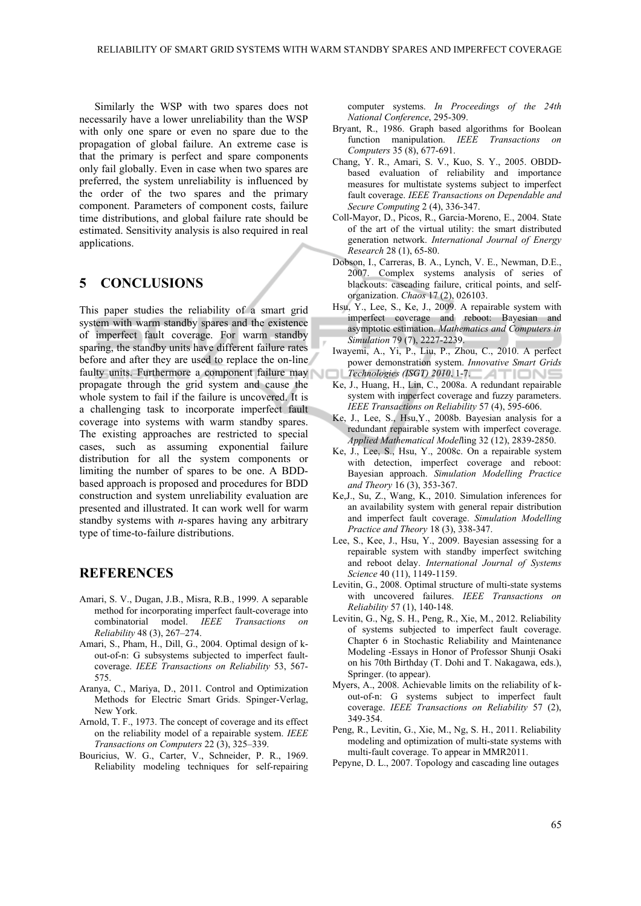Similarly the WSP with two spares does not necessarily have a lower unreliability than the WSP with only one spare or even no spare due to the propagation of global failure. An extreme case is that the primary is perfect and spare components only fail globally. Even in case when two spares are preferred, the system unreliability is influenced by the order of the two spares and the primary component. Parameters of component costs, failure time distributions, and global failure rate should be estimated. Sensitivity analysis is also required in real applications.

# 5 CONCLUSIONS

This paper studies the reliability of a smart grid system with warm standby spares and the existence of imperfect fault coverage. For warm standby sparing, the standby units have different failure rates before and after they are used to replace the on-line faulty units. Furthermore a component failure may propagate through the grid system and cause the whole system to fail if the failure is uncovered. It is a challenging task to incorporate imperfect fault coverage into systems with warm standby spares. The existing approaches are restricted to special cases, such as assuming exponential failure distribution for all the system components or limiting the number of spares to be one. A BDD-based approach is proposed and procedures for BDD construction and system unreliability evaluation are presented and illustrated. It can work well for warm standby systems with *n*-spares having any arbitrary type of time-to-failure distributions.

# REFERENCES

Amari, S. V., Dugan, J.B., Misra, R.B., 1999. A separable method for incorporating imperfect fault-coverage into combinatorial model. *IEEE Transactions on Reliability* 48 (3), 267–274.

Amari, S., Pham, H., Dill, G., 2004. Optimal design of k-out-of-n: G subsystems subjected to imperfect fault-coverage. *IEEE Transactions on Reliability* 53, 567-575.

Aranya, C., Mariya, D., 2011. Control and Optimization Methods for Electric Smart Grids. Spinger-Verlag, New York.

Arnold, T. F., 1973. The concept of coverage and its effect on the reliability model of a repairable system. *IEEE Transactions on Computers* 22 (3), 325–339.

Bouricius, W. G., Carter, V., Schneider, P. R., 1969. Reliability modeling techniques for self-repairing computer systems. *In Proceedings of the 24th National Conference*, 295-309.

Bryant, R., 1986. Graph based algorithms for Boolean function manipulation. *IEEE Transactions on Computers* 35 (8), 677-691.

Chang, Y. R., Amari, S. V., Kuo, S. Y., 2005. OBDD-based evaluation of reliability and importance measures for multistate systems subject to imperfect fault coverage. *IEEE Transactions on Dependable and Secure Computing* 2 (4), 336-347.

Coll-Mayor, D., Picos, R., Garcia-Moreno, E., 2004. State of the art of the virtual utility: the smart distributed generation network. *International Journal of Energy Research* 28 (1), 65-80.

Dobson, I., Carreras, B. A., Lynch, V. E., Newman, D.E., 2007. Complex systems analysis of series of blackouts: cascading failure, critical points, and self-organization. *Chaos* 17 (2), 026103.

Hsu, Y., Lee, S., Ke, J., 2009. A repairable system with imperfect coverage and reboot: Bayesian and asymptotic estimation. *Mathematics and Computers in Simulation* 79 (7), 2227-2239.

Iwayemi, A., Yi, P., Liu, P., Zhou, C., 2010. A perfect power demonstration system. *Innovative Smart Grids Technologies (ISGT) 2010*, 1-7.

Ke, J., Huang, H., Lin, C., 2008a. A redundant repairable system with imperfect coverage and fuzzy parameters. *IEEE Transactions on Reliability* 57 (4), 595-606.

Ke, J., Lee, S., Hsu,Y., 2008b. Bayesian analysis for a redundant repairable system with imperfect coverage. *Applied Mathematical Modell*ing 32 (12), 2839-2850.

Ke, J., Lee, S., Hsu, Y., 2008c. On a repairable system with detection, imperfect coverage and reboot: Bayesian approach. *Simulation Modelling Practice and Theory* 16 (3), 353-367.

Ke,J., Su, Z., Wang, K., 2010. Simulation inferences for an availability system with general repair distribution and imperfect fault coverage. *Simulation Modelling Practice and Theory* 18 (3), 338-347.

Lee, S., Kee, J., Hsu, Y., 2009. Bayesian assessing for a repairable system with standby imperfect switching and reboot delay. *International Journal of Systems Science* 40 (11), 1149-1159.

Levitin, G., 2008. Optimal structure of multi-state systems with uncovered failures. *IEEE Transactions on Reliability* 57 (1), 140-148.

Levitin, G., Ng, S. H., Peng, R., Xie, M., 2012. Reliability of systems subjected to imperfect fault coverage. Chapter 6 in Stochastic Reliability and Maintenance Modeling -Essays in Honor of Professor Shunji Osaki on his 70th Birthday (T. Dohi and T. Nakagawa, eds.), Springer. (to appear).

Myers, A., 2008. Achievable limits on the reliability of k-out-of-n: G systems subject to imperfect fault coverage. *IEEE Transactions on Reliability* 57 (2), 349-354.

Peng, R., Levitin, G., Xie, M., Ng, S. H., 2011. Reliability modeling and optimization of multi-state systems with multi-fault coverage. To appear in MMR2011.

Pepyne, D. L., 2007. Topology and cascading line outages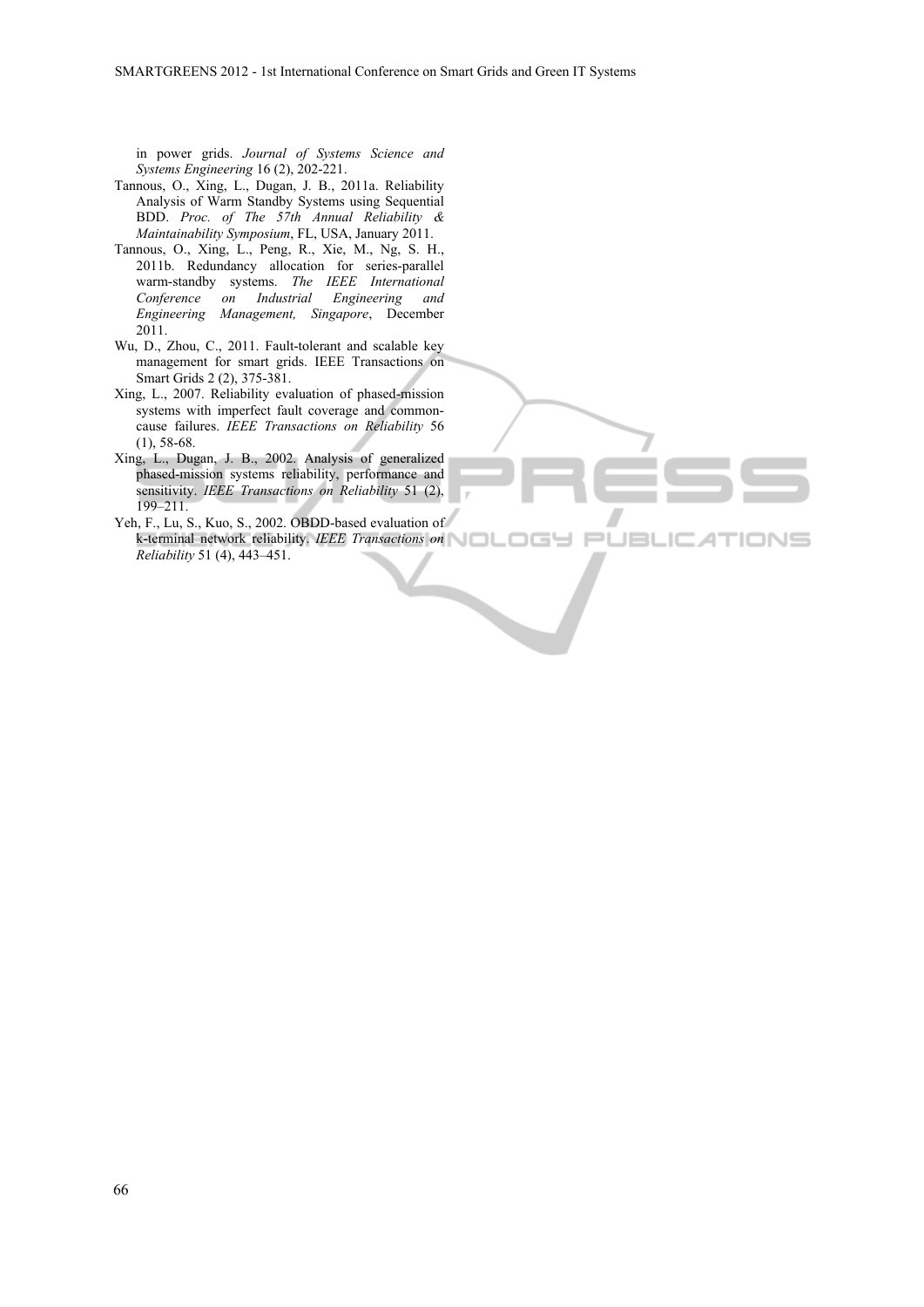in power grids. *Journal of Systems Science and Systems Engineering* 16 (2), 202-221.

Tannous, O., Xing, L., Dugan, J. B., 2011a. Reliability Analysis of Warm Standby Systems using Sequential BDD. *Proc. of The 57th Annual Reliability & Maintainability Symposium*, FL, USA, January 2011.

Tannous, O., Xing, L., Peng, R., Xie, M., Ng, S. H., 2011b. Redundancy allocation for series-parallel warm-standby systems. *The IEEE International Conference on Industrial Engineering and Engineering Management, Singapore*, December 2011.

Wu, D., Zhou, C., 2011. Fault-tolerant and scalable key management for smart grids. IEEE Transactions on Smart Grids 2 (2), 375-381.

Xing, L., 2007. Reliability evaluation of phased-mission systems with imperfect fault coverage and common-cause failures. *IEEE Transactions on Reliability* 56 (1), 58-68.

Xing, L., Dugan, J. B., 2002. Analysis of generalized phased-mission systems reliability, performance and sensitivity. *IEEE Transactions on Reliability* 51 (2), 199–211.

Yeh, F., Lu, S., Kuo, S., 2002. OBDD-based evaluation of k-terminal network reliability. *IEEE Transactions on Reliability* 51 (4), 443–451.